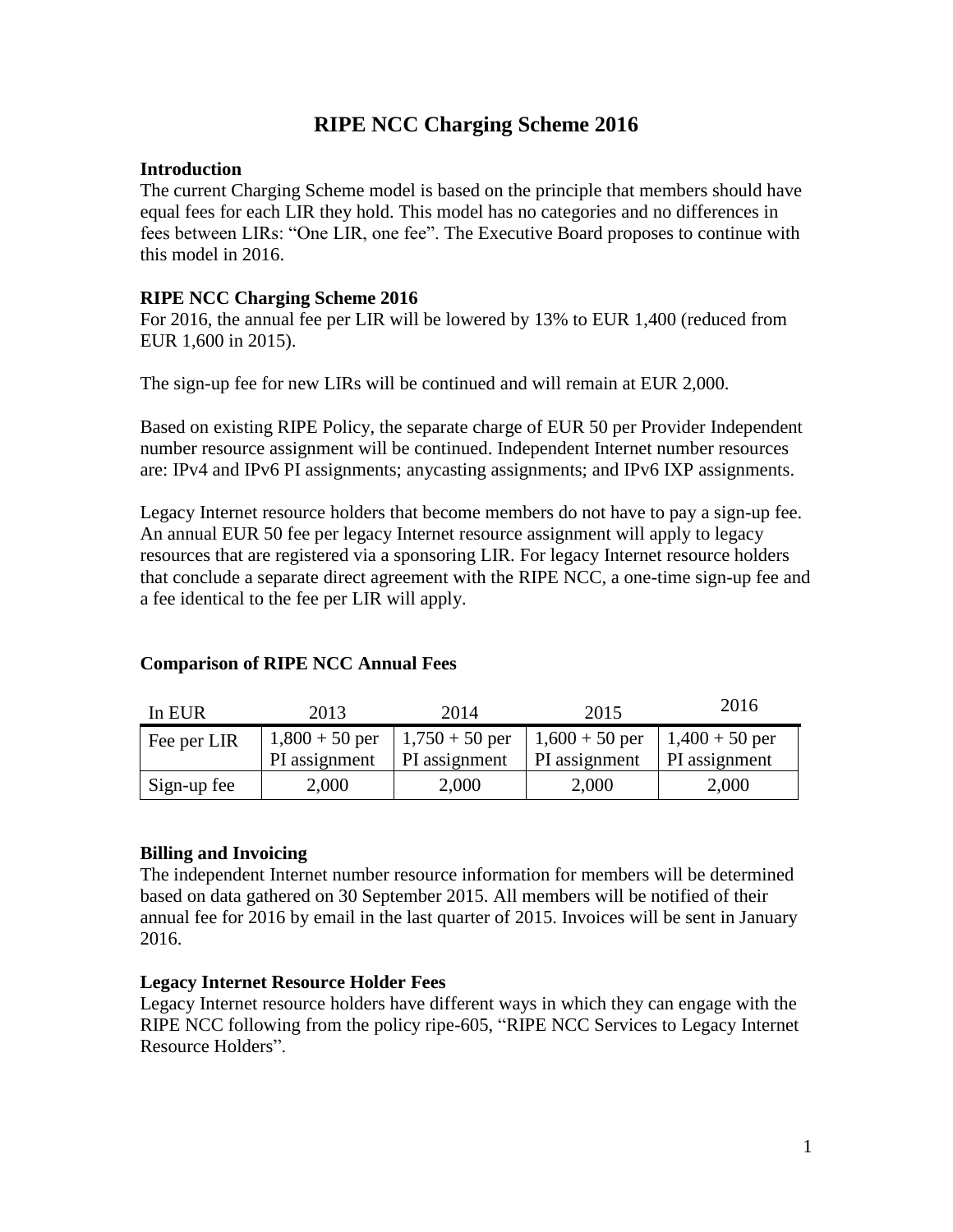# RIPE NCC Charging Scheme 2016

### Introduction

The current Charging Scheme model is based on the principle that members should have equal fees for each LIR they hold. This model has no categories and no differences in fees between LIRs: “One LIR, one fee”. The Executive Board proposes to continue with this model in 2016.

### RIPE NCC Charging Scheme 2016

For 2016, the annual fee per LIR will be lowered by 13% to EUR 1,400 (reduced from EUR 1,600 in 2015).

The sign-up fee for new LIRs will be continued and will remain at EUR 2,000.

Based on existing RIPE Policy, the separate charge of EUR 50 per Provider Independent number resource assignment will be continued. Independent Internet number resources are: IPv4 and IPv6 PI assignments; anycasting assignments; and IPv6 IXP assignments.

Legacy Internet resource holders that become members do not have to pay a sign-up fee. An annual EUR 50 fee per legacy Internet resource assignment will apply to legacy resources that are registered via a sponsoring LIR. For legacy Internet resource holders that conclude a separate direct agreement with the RIPE NCC, a one-time sign-up fee and a fee identical to the fee per LIR will apply.

### Comparison of RIPE NCC Annual Fees

| In EUR | 2013 | 2014 | 2015 | 2016 |
|---|---|---|---|---|
| Fee per LIR | 1,800 + 50 per PI assignment | 1,750 + 50 per PI assignment | 1,600 + 50 per PI assignment | 1,400 + 50 per PI assignment |
| Sign-up fee | 2,000 | 2,000 | 2,000 | 2,000 |

### Billing and Invoicing

The independent Internet number resource information for members will be determined based on data gathered on 30 September 2015. All members will be notified of their annual fee for 2016 by email in the last quarter of 2015. Invoices will be sent in January 2016.

### Legacy Internet Resource Holder Fees

Legacy Internet resource holders have different ways in which they can engage with the RIPE NCC following from the policy ripe-605, “RIPE NCC Services to Legacy Internet Resource Holders”.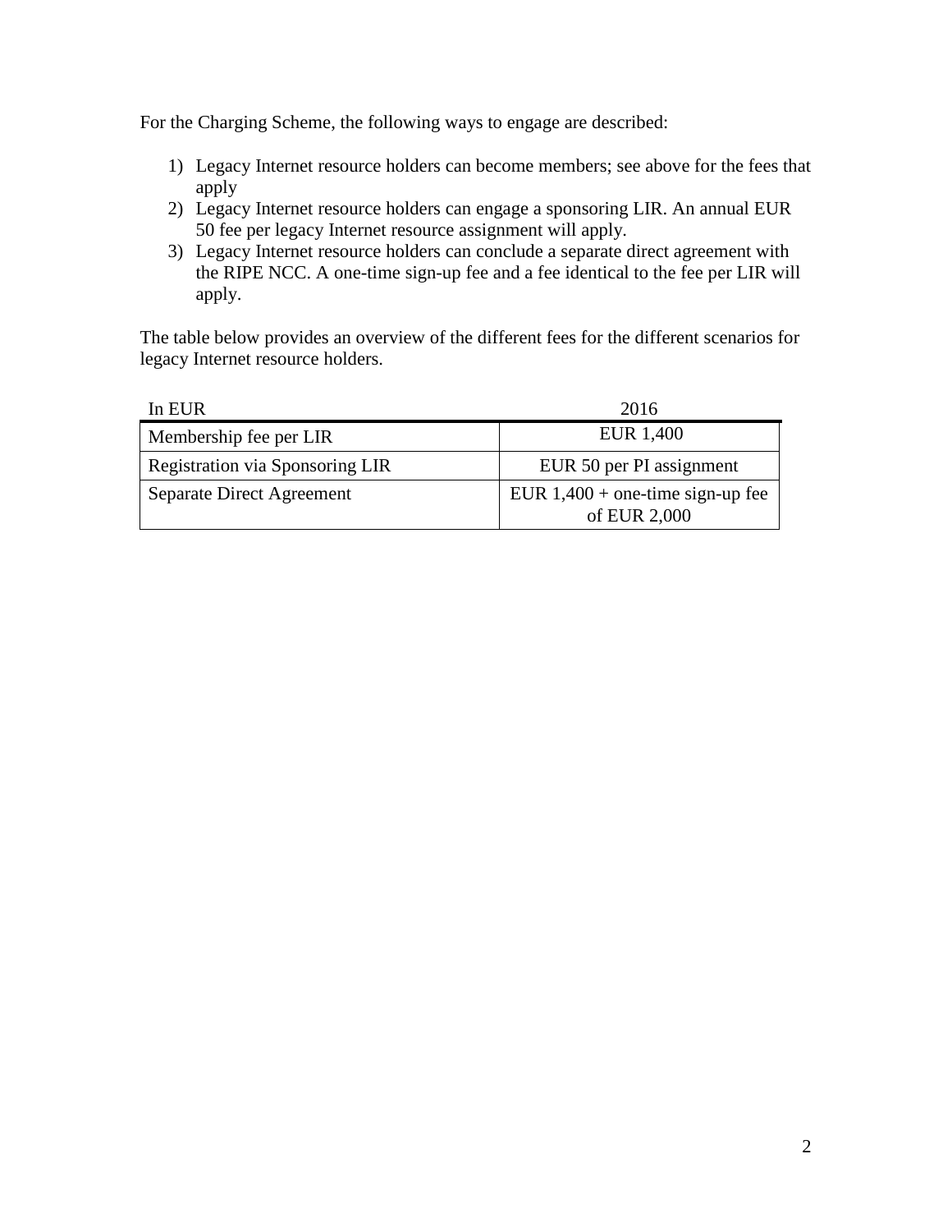For the Charging Scheme, the following ways to engage are described:

1) Legacy Internet resource holders can become members; see above for the fees that apply
2) Legacy Internet resource holders can engage a sponsoring LIR. An annual EUR 50 fee per legacy Internet resource assignment will apply.
3) Legacy Internet resource holders can conclude a separate direct agreement with the RIPE NCC. A one-time sign-up fee and a fee identical to the fee per LIR will apply.

The table below provides an overview of the different fees for the different scenarios for legacy Internet resource holders.

| In EUR | 2016 |
|---|---|
| Membership fee per LIR | EUR 1,400 |
| Registration via Sponsoring LIR | EUR 50 per PI assignment |
| Separate Direct Agreement | EUR 1,400 + one-time sign-up fee of EUR 2,000 |